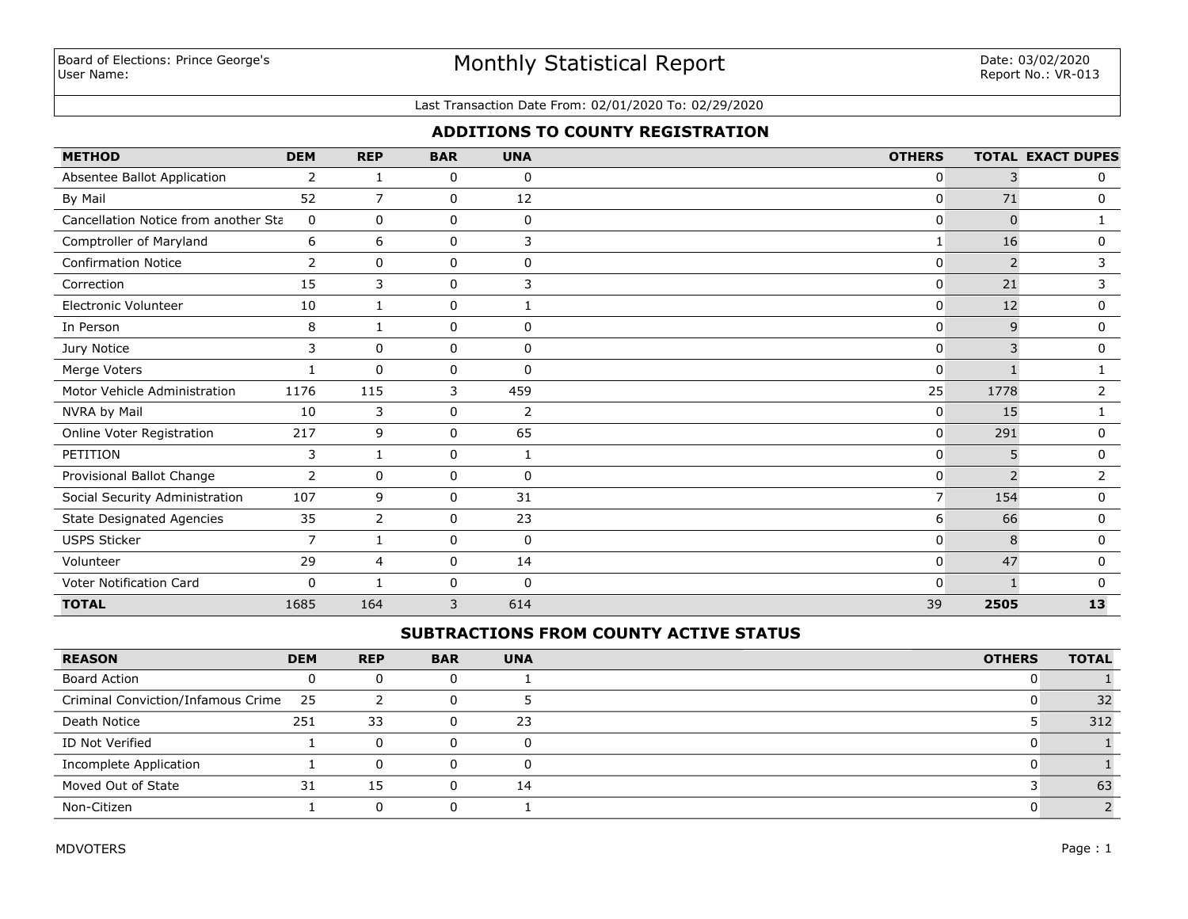Board of Elections: Prince George's
User Name:

# Monthly Statistical Report

Date: 03/02/2020
Report No.: VR-013

Last Transaction Date From: 02/01/2020 To: 02/29/2020

## ADDITIONS TO COUNTY REGISTRATION

| METHOD | DEM | REP | BAR | UNA | OTHERS | TOTAL | EXACT DUPES |
|---|---|---|---|---|---|---|---|
| Absentee Ballot Application | 2 | 1 | 0 | 0 | 0 | 3 | 0 |
| By Mail | 52 | 7 | 0 | 12 | 0 | 71 | 0 |
| Cancellation Notice from another Sta | 0 | 0 | 0 | 0 | 0 | 0 | 1 |
| Comptroller of Maryland | 6 | 6 | 0 | 3 | 1 | 16 | 0 |
| Confirmation Notice | 2 | 0 | 0 | 0 | 0 | 2 | 3 |
| Correction | 15 | 3 | 0 | 3 | 0 | 21 | 3 |
| Electronic Volunteer | 10 | 1 | 0 | 1 | 0 | 12 | 0 |
| In Person | 8 | 1 | 0 | 0 | 0 | 9 | 0 |
| Jury Notice | 3 | 0 | 0 | 0 | 0 | 3 | 0 |
| Merge Voters | 1 | 0 | 0 | 0 | 0 | 1 | 1 |
| Motor Vehicle Administration | 1176 | 115 | 3 | 459 | 25 | 1778 | 2 |
| NVRA by Mail | 10 | 3 | 0 | 2 | 0 | 15 | 1 |
| Online Voter Registration | 217 | 9 | 0 | 65 | 0 | 291 | 0 |
| PETITION | 3 | 1 | 0 | 1 | 0 | 5 | 0 |
| Provisional Ballot Change | 2 | 0 | 0 | 0 | 0 | 2 | 2 |
| Social Security Administration | 107 | 9 | 0 | 31 | 7 | 154 | 0 |
| State Designated Agencies | 35 | 2 | 0 | 23 | 6 | 66 | 0 |
| USPS Sticker | 7 | 1 | 0 | 0 | 0 | 8 | 0 |
| Volunteer | 29 | 4 | 0 | 14 | 0 | 47 | 0 |
| Voter Notification Card | 0 | 1 | 0 | 0 | 0 | 1 | 0 |
| **TOTAL** | 1685 | 164 | 3 | 614 | 39 | **2505** | **13** |

## SUBTRACTIONS FROM COUNTY ACTIVE STATUS

| REASON | DEM | REP | BAR | UNA | OTHERS | TOTAL |
|---|---|---|---|---|---|---|
| Board Action | 0 | 0 | 0 | 1 | 0 | 1 |
| Criminal Conviction/Infamous Crime | 25 | 2 | 0 | 5 | 0 | 32 |
| Death Notice | 251 | 33 | 0 | 23 | 5 | 312 |
| ID Not Verified | 1 | 0 | 0 | 0 | 0 | 1 |
| Incomplete Application | 1 | 0 | 0 | 0 | 0 | 1 |
| Moved Out of State | 31 | 15 | 0 | 14 | 3 | 63 |
| Non-Citizen | 1 | 0 | 0 | 1 | 0 | 2 |

MDVOTERS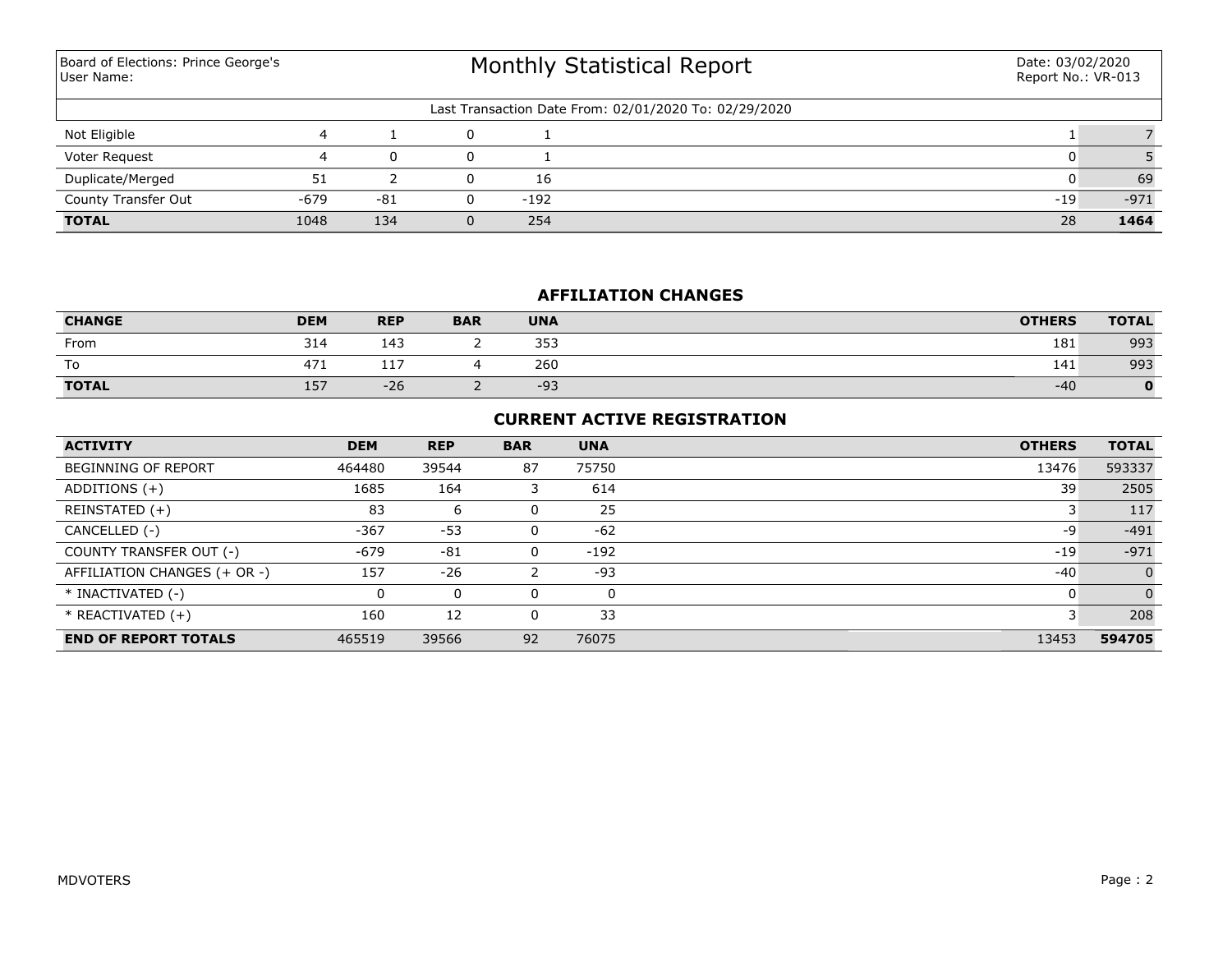Board of Elections: Prince George's
User Name:

# Monthly Statistical Report

Date: 03/02/2020
Report No.: VR-013

Last Transaction Date From: 02/01/2020 To: 02/29/2020

| | | | | | | |
|---|---|---|---|---|---|---|
| Not Eligible | 4 | 1 | 0 | 1 | 1 | 7 |
| Voter Request | 4 | 0 | 0 | 1 | 0 | 5 |
| Duplicate/Merged | 51 | 2 | 0 | 16 | 0 | 69 |
| County Transfer Out | -679 | -81 | 0 | -192 | -19 | -971 |
| **TOTAL** | 1048 | 134 | 0 | 254 | 28 | **1464** |

## AFFILIATION CHANGES

| CHANGE | DEM | REP | BAR | UNA | OTHERS | TOTAL |
|---|---|---|---|---|---|---|
| From | 314 | 143 | 2 | 353 | 181 | 993 |
| To | 471 | 117 | 4 | 260 | 141 | 993 |
| **TOTAL** | 157 | -26 | 2 | -93 | -40 | **0** |

## CURRENT ACTIVE REGISTRATION

| ACTIVITY | DEM | REP | BAR | UNA | OTHERS | TOTAL |
|---|---|---|---|---|---|---|
| BEGINNING OF REPORT | 464480 | 39544 | 87 | 75750 | 13476 | 593337 |
| ADDITIONS (+) | 1685 | 164 | 3 | 614 | 39 | 2505 |
| REINSTATED (+) | 83 | 6 | 0 | 25 | 3 | 117 |
| CANCELLED (-) | -367 | -53 | 0 | -62 | -9 | -491 |
| COUNTY TRANSFER OUT (-) | -679 | -81 | 0 | -192 | -19 | -971 |
| AFFILIATION CHANGES (+ OR -) | 157 | -26 | 2 | -93 | -40 | 0 |
| * INACTIVATED (-) | 0 | 0 | 0 | 0 | 0 | 0 |
| * REACTIVATED (+) | 160 | 12 | 0 | 33 | 3 | 208 |
| **END OF REPORT TOTALS** | 465519 | 39566 | 92 | 76075 | 13453 | **594705** |

MDVOTERS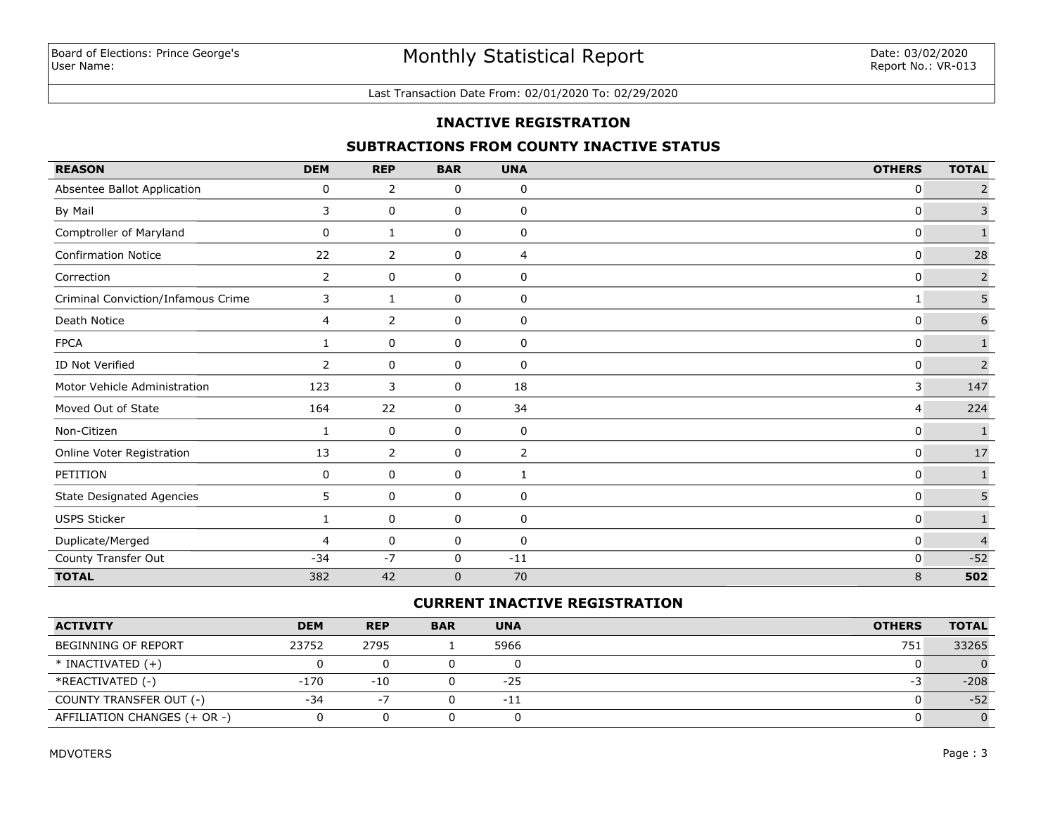Board of Elections: Prince George's
User Name:

# Monthly Statistical Report

Date: 03/02/2020
Report No.: VR-013

Last Transaction Date From: 02/01/2020 To: 02/29/2020

## INACTIVE REGISTRATION

### SUBTRACTIONS FROM COUNTY INACTIVE STATUS

| REASON | DEM | REP | BAR | UNA | OTHERS | TOTAL |
|---|---|---|---|---|---|---|
| Absentee Ballot Application | 0 | 2 | 0 | 0 | 0 | 2 |
| By Mail | 3 | 0 | 0 | 0 | 0 | 3 |
| Comptroller of Maryland | 0 | 1 | 0 | 0 | 0 | 1 |
| Confirmation Notice | 22 | 2 | 0 | 4 | 0 | 28 |
| Correction | 2 | 0 | 0 | 0 | 0 | 2 |
| Criminal Conviction/Infamous Crime | 3 | 1 | 0 | 0 | 1 | 5 |
| Death Notice | 4 | 2 | 0 | 0 | 0 | 6 |
| FPCA | 1 | 0 | 0 | 0 | 0 | 1 |
| ID Not Verified | 2 | 0 | 0 | 0 | 0 | 2 |
| Motor Vehicle Administration | 123 | 3 | 0 | 18 | 3 | 147 |
| Moved Out of State | 164 | 22 | 0 | 34 | 4 | 224 |
| Non-Citizen | 1 | 0 | 0 | 0 | 0 | 1 |
| Online Voter Registration | 13 | 2 | 0 | 2 | 0 | 17 |
| PETITION | 0 | 0 | 0 | 1 | 0 | 1 |
| State Designated Agencies | 5 | 0 | 0 | 0 | 0 | 5 |
| USPS Sticker | 1 | 0 | 0 | 0 | 0 | 1 |
| Duplicate/Merged | 4 | 0 | 0 | 0 | 0 | 4 |
| County Transfer Out | -34 | -7 | 0 | -11 | 0 | -52 |
| **TOTAL** | 382 | 42 | 0 | 70 | 8 | **502** |

### CURRENT INACTIVE REGISTRATION

| ACTIVITY | DEM | REP | BAR | UNA | OTHERS | TOTAL |
|---|---|---|---|---|---|---|
| BEGINNING OF REPORT | 23752 | 2795 | 1 | 5966 | 751 | 33265 |
| * INACTIVATED (+) | 0 | 0 | 0 | 0 | 0 | 0 |
| *REACTIVATED (-) | -170 | -10 | 0 | -25 | -3 | -208 |
| COUNTY TRANSFER OUT (-) | -34 | -7 | 0 | -11 | 0 | -52 |
| AFFILIATION CHANGES (+ OR -) | 0 | 0 | 0 | 0 | 0 | 0 |

MDVOTERS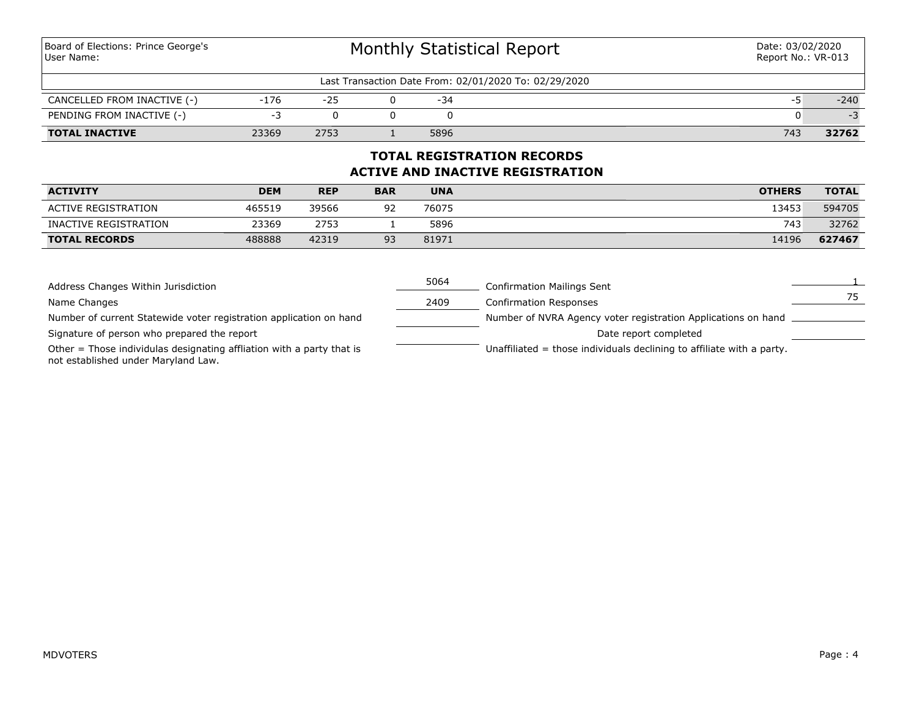Board of Elections: Prince George's
User Name:

# Monthly Statistical Report

Date: 03/02/2020
Report No.: VR-013

Last Transaction Date From: 02/01/2020 To: 02/29/2020

| | | | | | | |
|---|---|---|---|---|---|---|
| CANCELLED FROM INACTIVE (-) | -176 | -25 | 0 | -34 | -5 | -240 |
| PENDING FROM INACTIVE (-) | -3 | 0 | 0 | 0 | 0 | -3 |
| **TOTAL INACTIVE** | 23369 | 2753 | 1 | 5896 | 743 | **32762** |

## TOTAL REGISTRATION RECORDS
## ACTIVE AND INACTIVE REGISTRATION

| ACTIVITY | DEM | REP | BAR | UNA | OTHERS | TOTAL |
|---|---|---|---|---|---|---|
| ACTIVE REGISTRATION | 465519 | 39566 | 92 | 76075 | 13453 | 594705 |
| INACTIVE REGISTRATION | 23369 | 2753 | 1 | 5896 | 743 | 32762 |
| **TOTAL RECORDS** | 488888 | 42319 | 93 | 81971 | 14196 | **627467** |

| | | | |
|---|---|---|---|
| Address Changes Within Jurisdiction | 5064 | Confirmation Mailings Sent | 1 |
| Name Changes | 2409 | Confirmation Responses | 75 |
| Number of current Statewide voter registration application on hand | | Number of NVRA Agency voter registration Applications on hand | |
| Signature of person who prepared the report | | Date report completed | |

Other = Those individulas designating affliation with a party that is not established under Maryland Law.

Unaffiliated = those individuals declining to affiliate with a party.

MDVOTERS